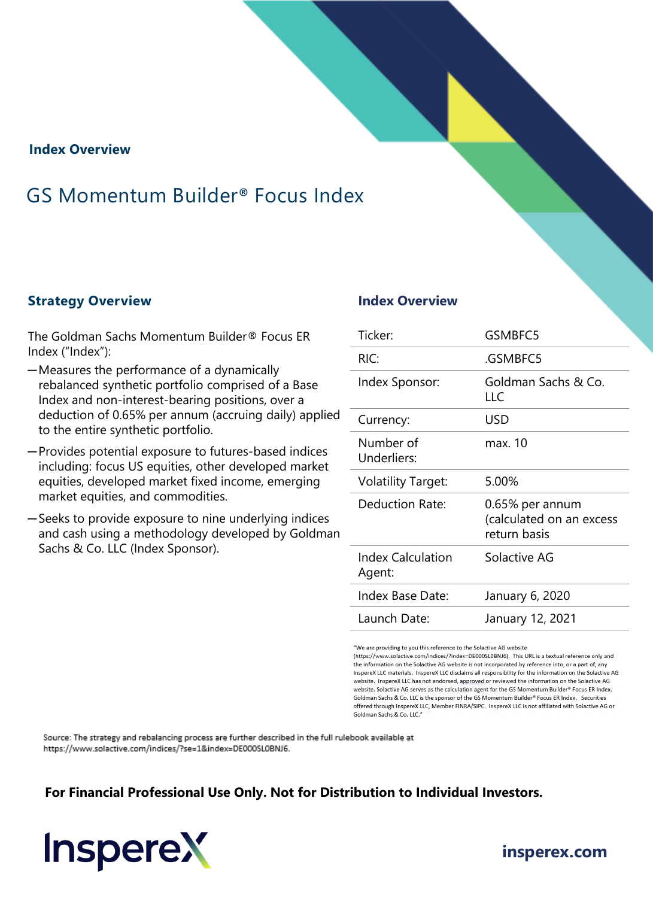**Index Overview**

# GS Momentum Builder® Focus Index

## Strategy Overview

The Goldman Sachs Momentum Builder® Focus ER Index ("Index"):

- Measures the performance of a dynamically rebalanced synthetic portfolio comprised of a Base Index and non-interest-bearing positions, over a deduction of 0.65% per annum (accruing daily) applied to the entire synthetic portfolio.
- Provides potential exposure to futures-based indices including: focus US equities, other developed market equities, developed market fixed income, emerging market equities, and commodities.
- Seeks to provide exposure to nine underlying indices and cash using a methodology developed by Goldman Sachs & Co. LLC (Index Sponsor).

## Index Overview

| | |
|---|---|
| Ticker: | GSMBFC5 |
| RIC: | .GSMBFC5 |
| Index Sponsor: | Goldman Sachs & Co. LLC |
| Currency: | USD |
| Number of Underliers: | max. 10 |
| Volatility Target: | 5.00% |
| Deduction Rate: | 0.65% per annum (calculated on an excess return basis |
| Index Calculation Agent: | Solactive AG |
| Index Base Date: | January 6, 2020 |
| Launch Date: | January 12, 2021 |

"We are providing to you this reference to the Solactive AG website (https://www.solactive.com/indices/?index=DE000SL0BNJ6). This URL is a textual reference only and the information on the Solactive AG website is not incorporated by reference into, or a part of, any InspereX LLC materials. InspereX LLC disclaims all responsibility for the information on the Solactive AG website. InspereX LLC has not endorsed, approved or reviewed the information on the Solactive AG website. Solactive AG serves as the calculation agent for the GS Momentum Builder® Focus ER Index. Goldman Sachs & Co. LLC is the sponsor of the GS Momentum Builder® Focus ER Index. Securities offered through InspereX LLC, Member FINRA/SIPC. InspereX LLC is not affiliated with Solactive AG or Goldman Sachs & Co. LLC."

Source: The strategy and rebalancing process are further described in the full rulebook available at https://www.solactive.com/indices/?se=1&index=DE000SL0BNJ6.

**For Financial Professional Use Only. Not for Distribution to Individual Investors.**

InsperеX

**insperex.com**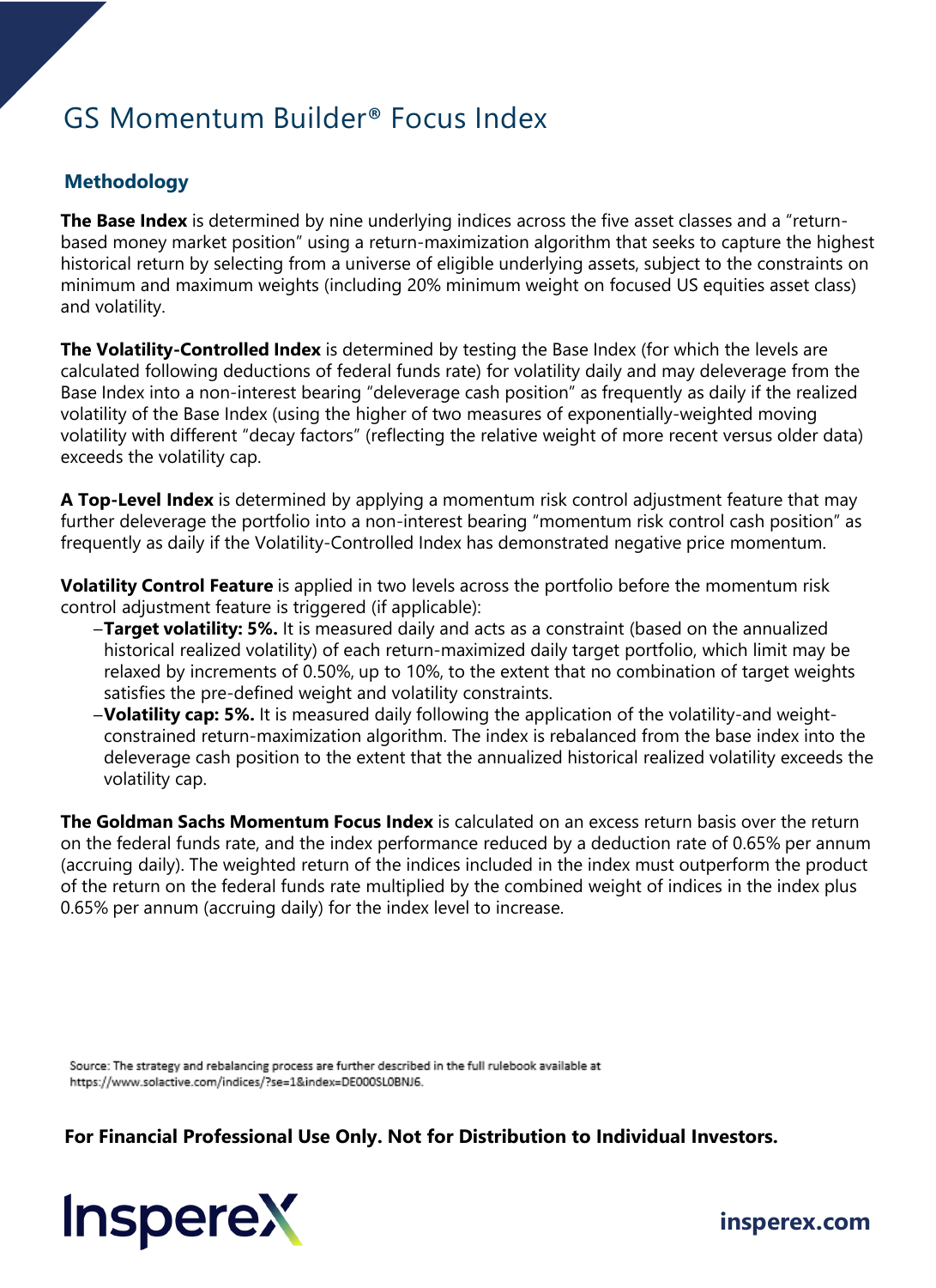# GS Momentum Builder® Focus Index

## Methodology

**The Base Index** is determined by nine underlying indices across the five asset classes and a "return-based money market position" using a return-maximization algorithm that seeks to capture the highest historical return by selecting from a universe of eligible underlying assets, subject to the constraints on minimum and maximum weights (including 20% minimum weight on focused US equities asset class) and volatility.

**The Volatility-Controlled Index** is determined by testing the Base Index (for which the levels are calculated following deductions of federal funds rate) for volatility daily and may deleverage from the Base Index into a non-interest bearing "deleverage cash position" as frequently as daily if the realized volatility of the Base Index (using the higher of two measures of exponentially-weighted moving volatility with different "decay factors" (reflecting the relative weight of more recent versus older data) exceeds the volatility cap.

**A Top-Level Index** is determined by applying a momentum risk control adjustment feature that may further deleverage the portfolio into a non-interest bearing "momentum risk control cash position" as frequently as daily if the Volatility-Controlled Index has demonstrated negative price momentum.

**Volatility Control Feature** is applied in two levels across the portfolio before the momentum risk control adjustment feature is triggered (if applicable):

- **Target volatility: 5%.** It is measured daily and acts as a constraint (based on the annualized historical realized volatility) of each return-maximized daily target portfolio, which limit may be relaxed by increments of 0.50%, up to 10%, to the extent that no combination of target weights satisfies the pre-defined weight and volatility constraints.
- **Volatility cap: 5%.** It is measured daily following the application of the volatility-and weight-constrained return-maximization algorithm. The index is rebalanced from the base index into the deleverage cash position to the extent that the annualized historical realized volatility exceeds the volatility cap.

**The Goldman Sachs Momentum Focus Index** is calculated on an excess return basis over the return on the federal funds rate, and the index performance reduced by a deduction rate of 0.65% per annum (accruing daily). The weighted return of the indices included in the index must outperform the product of the return on the federal funds rate multiplied by the combined weight of indices in the index plus 0.65% per annum (accruing daily) for the index level to increase.

Source: The strategy and rebalancing process are further described in the full rulebook available at https://www.solactive.com/indices/?se=1&index=DE000SL0BNJ6.

**For Financial Professional Use Only. Not for Distribution to Individual Investors.**

InspereX

**insperex.com**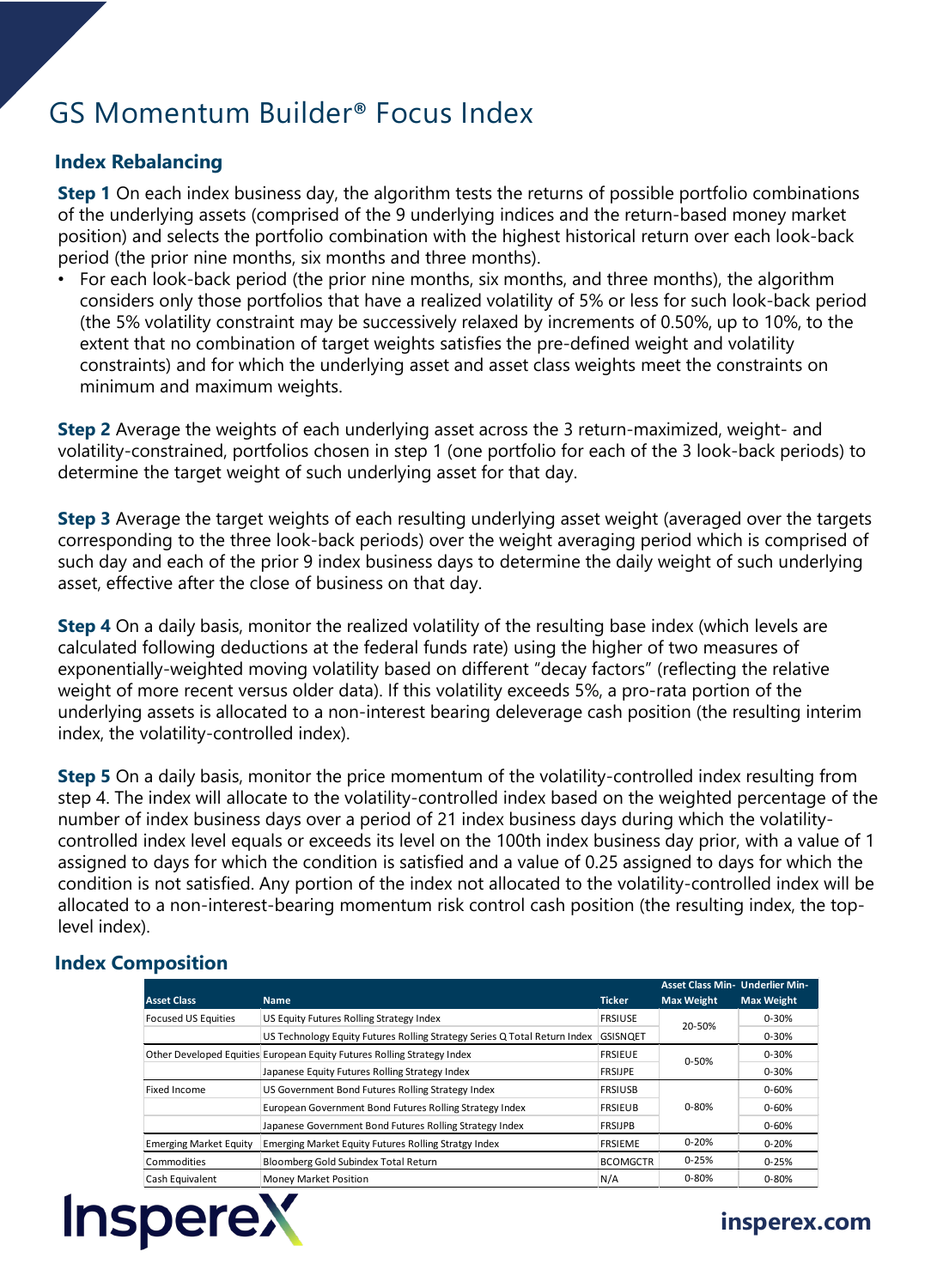# GS Momentum Builder® Focus Index

## Index Rebalancing

**Step 1** On each index business day, the algorithm tests the returns of possible portfolio combinations of the underlying assets (comprised of the 9 underlying indices and the return-based money market position) and selects the portfolio combination with the highest historical return over each look-back period (the prior nine months, six months and three months).

- For each look-back period (the prior nine months, six months, and three months), the algorithm considers only those portfolios that have a realized volatility of 5% or less for such look-back period (the 5% volatility constraint may be successively relaxed by increments of 0.50%, up to 10%, to the extent that no combination of target weights satisfies the pre-defined weight and volatility constraints) and for which the underlying asset and asset class weights meet the constraints on minimum and maximum weights.

**Step 2** Average the weights of each underlying asset across the 3 return-maximized, weight- and volatility-constrained, portfolios chosen in step 1 (one portfolio for each of the 3 look-back periods) to determine the target weight of such underlying asset for that day.

**Step 3** Average the target weights of each resulting underlying asset weight (averaged over the targets corresponding to the three look-back periods) over the weight averaging period which is comprised of such day and each of the prior 9 index business days to determine the daily weight of such underlying asset, effective after the close of business on that day.

**Step 4** On a daily basis, monitor the realized volatility of the resulting base index (which levels are calculated following deductions at the federal funds rate) using the higher of two measures of exponentially-weighted moving volatility based on different "decay factors" (reflecting the relative weight of more recent versus older data). If this volatility exceeds 5%, a pro-rata portion of the underlying assets is allocated to a non-interest bearing deleverage cash position (the resulting interim index, the volatility-controlled index).

**Step 5** On a daily basis, monitor the price momentum of the volatility-controlled index resulting from step 4. The index will allocate to the volatility-controlled index based on the weighted percentage of the number of index business days over a period of 21 index business days during which the volatility-controlled index level equals or exceeds its level on the 100th index business day prior, with a value of 1 assigned to days for which the condition is satisfied and a value of 0.25 assigned to days for which the condition is not satisfied. Any portion of the index not allocated to the volatility-controlled index will be allocated to a non-interest-bearing momentum risk control cash position (the resulting index, the top-level index).

## Index Composition

| Asset Class | Name | Ticker | Asset Class Min-Max Weight | Underlier Min-Max Weight |
|---|---|---|---|---|
| Focused US Equities | US Equity Futures Rolling Strategy Index | FRSIUSE | 20-50% | 0-30% |
| | US Technology Equity Futures Rolling Strategy Series Q Total Return Index | GSISNQET | | 0-30% |
| Other Developed Equities | European Equity Futures Rolling Strategy Index | FRSIEUE | 0-50% | 0-30% |
| | Japanese Equity Futures Rolling Strategy Index | FRSIJPE | | 0-30% |
| Fixed Income | US Government Bond Futures Rolling Strategy Index | FRSIUSB | 0-80% | 0-60% |
| | European Government Bond Futures Rolling Strategy Index | FRSIEUB | | 0-60% |
| | Japanese Government Bond Futures Rolling Strategy Index | FRSIJPB | | 0-60% |
| Emerging Market Equity | Emerging Market Equity Futures Rolling Stratgy Index | FRSIEME | 0-20% | 0-20% |
| Commodities | Bloomberg Gold Subindex Total Return | BCOMGCTR | 0-25% | 0-25% |
| Cash Equivalent | Money Market Position | N/A | 0-80% | 0-80% |

InspereX

insperex.com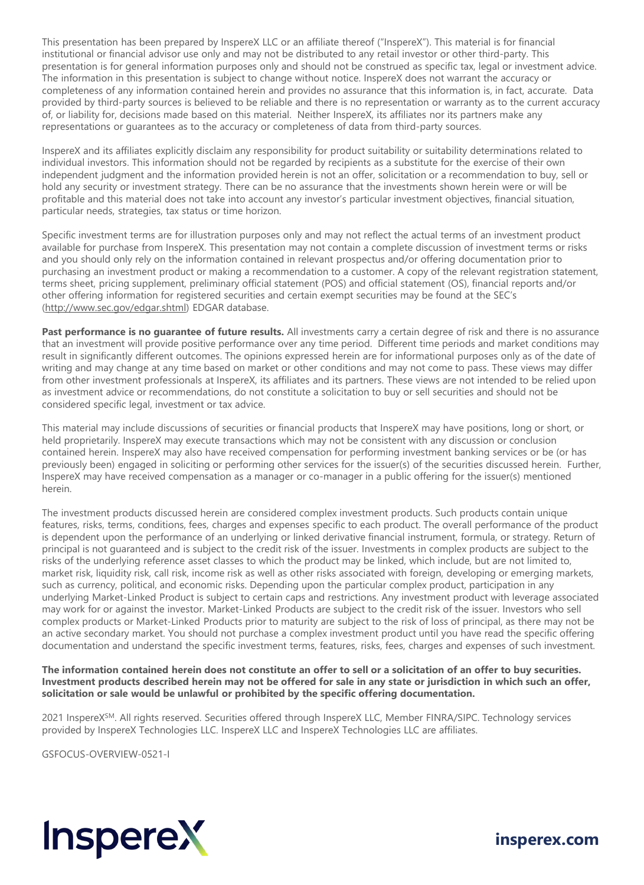This presentation has been prepared by InspereX LLC or an affiliate thereof ("InspereX"). This material is for financial institutional or financial advisor use only and may not be distributed to any retail investor or other third-party. This presentation is for general information purposes only and should not be construed as specific tax, legal or investment advice. The information in this presentation is subject to change without notice. InspereX does not warrant the accuracy or completeness of any information contained herein and provides no assurance that this information is, in fact, accurate. Data provided by third-party sources is believed to be reliable and there is no representation or warranty as to the current accuracy of, or liability for, decisions made based on this material. Neither InspereX, its affiliates nor its partners make any representations or guarantees as to the accuracy or completeness of data from third-party sources.

InspereX and its affiliates explicitly disclaim any responsibility for product suitability or suitability determinations related to individual investors. This information should not be regarded by recipients as a substitute for the exercise of their own independent judgment and the information provided herein is not an offer, solicitation or a recommendation to buy, sell or hold any security or investment strategy. There can be no assurance that the investments shown herein were or will be profitable and this material does not take into account any investor's particular investment objectives, financial situation, particular needs, strategies, tax status or time horizon.

Specific investment terms are for illustration purposes only and may not reflect the actual terms of an investment product available for purchase from InspereX. This presentation may not contain a complete discussion of investment terms or risks and you should only rely on the information contained in relevant prospectus and/or offering documentation prior to purchasing an investment product or making a recommendation to a customer. A copy of the relevant registration statement, terms sheet, pricing supplement, preliminary official statement (POS) and official statement (OS), financial reports and/or other offering information for registered securities and certain exempt securities may be found at the SEC's (http://www.sec.gov/edgar.shtml) EDGAR database.

**Past performance is no guarantee of future results.** All investments carry a certain degree of risk and there is no assurance that an investment will provide positive performance over any time period. Different time periods and market conditions may result in significantly different outcomes. The opinions expressed herein are for informational purposes only as of the date of writing and may change at any time based on market or other conditions and may not come to pass. These views may differ from other investment professionals at InspereX, its affiliates and its partners. These views are not intended to be relied upon as investment advice or recommendations, do not constitute a solicitation to buy or sell securities and should not be considered specific legal, investment or tax advice.

This material may include discussions of securities or financial products that InspereX may have positions, long or short, or held proprietarily. InspereX may execute transactions which may not be consistent with any discussion or conclusion contained herein. InspereX may also have received compensation for performing investment banking services or be (or has previously been) engaged in soliciting or performing other services for the issuer(s) of the securities discussed herein. Further, InspereX may have received compensation as a manager or co-manager in a public offering for the issuer(s) mentioned herein.

The investment products discussed herein are considered complex investment products. Such products contain unique features, risks, terms, conditions, fees, charges and expenses specific to each product. The overall performance of the product is dependent upon the performance of an underlying or linked derivative financial instrument, formula, or strategy. Return of principal is not guaranteed and is subject to the credit risk of the issuer. Investments in complex products are subject to the risks of the underlying reference asset classes to which the product may be linked, which include, but are not limited to, market risk, liquidity risk, call risk, income risk as well as other risks associated with foreign, developing or emerging markets, such as currency, political, and economic risks. Depending upon the particular complex product, participation in any underlying Market-Linked Product is subject to certain caps and restrictions. Any investment product with leverage associated may work for or against the investor. Market-Linked Products are subject to the credit risk of the issuer. Investors who sell complex products or Market-Linked Products prior to maturity are subject to the risk of loss of principal, as there may not be an active secondary market. You should not purchase a complex investment product until you have read the specific offering documentation and understand the specific investment terms, features, risks, fees, charges and expenses of such investment.

**The information contained herein does not constitute an offer to sell or a solicitation of an offer to buy securities. Investment products described herein may not be offered for sale in any state or jurisdiction in which such an offer, solicitation or sale would be unlawful or prohibited by the specific offering documentation.**

2021 InspereX[SM]. All rights reserved. Securities offered through InspereX LLC, Member FINRA/SIPC. Technology services provided by InspereX Technologies LLC. InspereX LLC and InspereX Technologies LLC are affiliates.

GSFOCUS-OVERVIEW-0521-I

InspereX

**insperex.com**